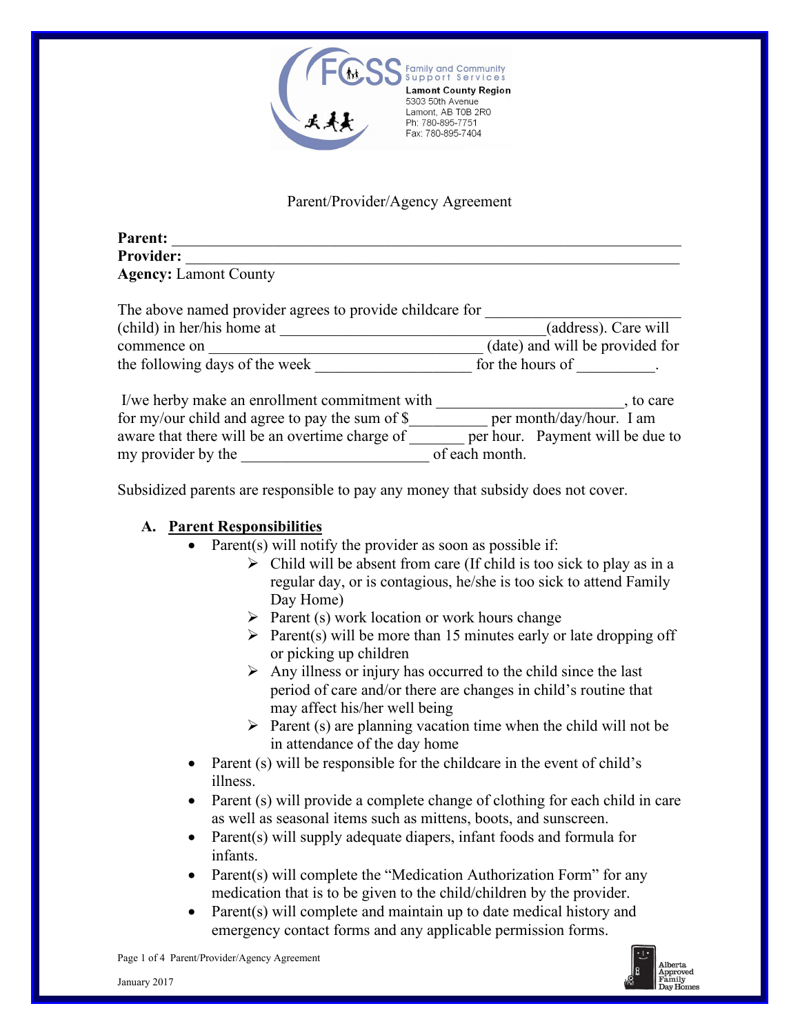FCSS Family and Community Support Services
**Lamont County Region**
5303 50th Avenue
Lamont, AB T0B 2R0
Ph: 780-895-7751
Fax: 780-895-7404

Parent/Provider/Agency Agreement

**Parent:** ___________________________________________________________________
**Provider:** _________________________________________________________________
**Agency:** Lamont County

The above named provider agrees to provide childcare for ________________________ (child) in her/his home at _________________________________(address). Care will commence on ___________________________________ (date) and will be provided for the following days of the week ___________________ for the hours of __________.

I/we herby make an enrollment commitment with _______________________, to care for my/our child and agree to pay the sum of $__________ per month/day/hour. I am aware that there will be an overtime charge of _______ per hour. Payment will be due to my provider by the ________________________ of each month.

Subsidized parents are responsible to pay any money that subsidy does not cover.

**A. Parent Responsibilities**

- Parent(s) will notify the provider as soon as possible if:
  - Child will be absent from care (If child is too sick to play as in a regular day, or is contagious, he/she is too sick to attend Family Day Home)
  - Parent (s) work location or work hours change
  - Parent(s) will be more than 15 minutes early or late dropping off or picking up children
  - Any illness or injury has occurred to the child since the last period of care and/or there are changes in child's routine that may affect his/her well being
  - Parent (s) are planning vacation time when the child will not be in attendance of the day home
- Parent (s) will be responsible for the childcare in the event of child's illness.
- Parent (s) will provide a complete change of clothing for each child in care as well as seasonal items such as mittens, boots, and sunscreen.
- Parent(s) will supply adequate diapers, infant foods and formula for infants.
- Parent(s) will complete the "Medication Authorization Form" for any medication that is to be given to the child/children by the provider.
- Parent(s) will complete and maintain up to date medical history and emergency contact forms and any applicable permission forms.

January 2017

Alberta Approved Family Day Homes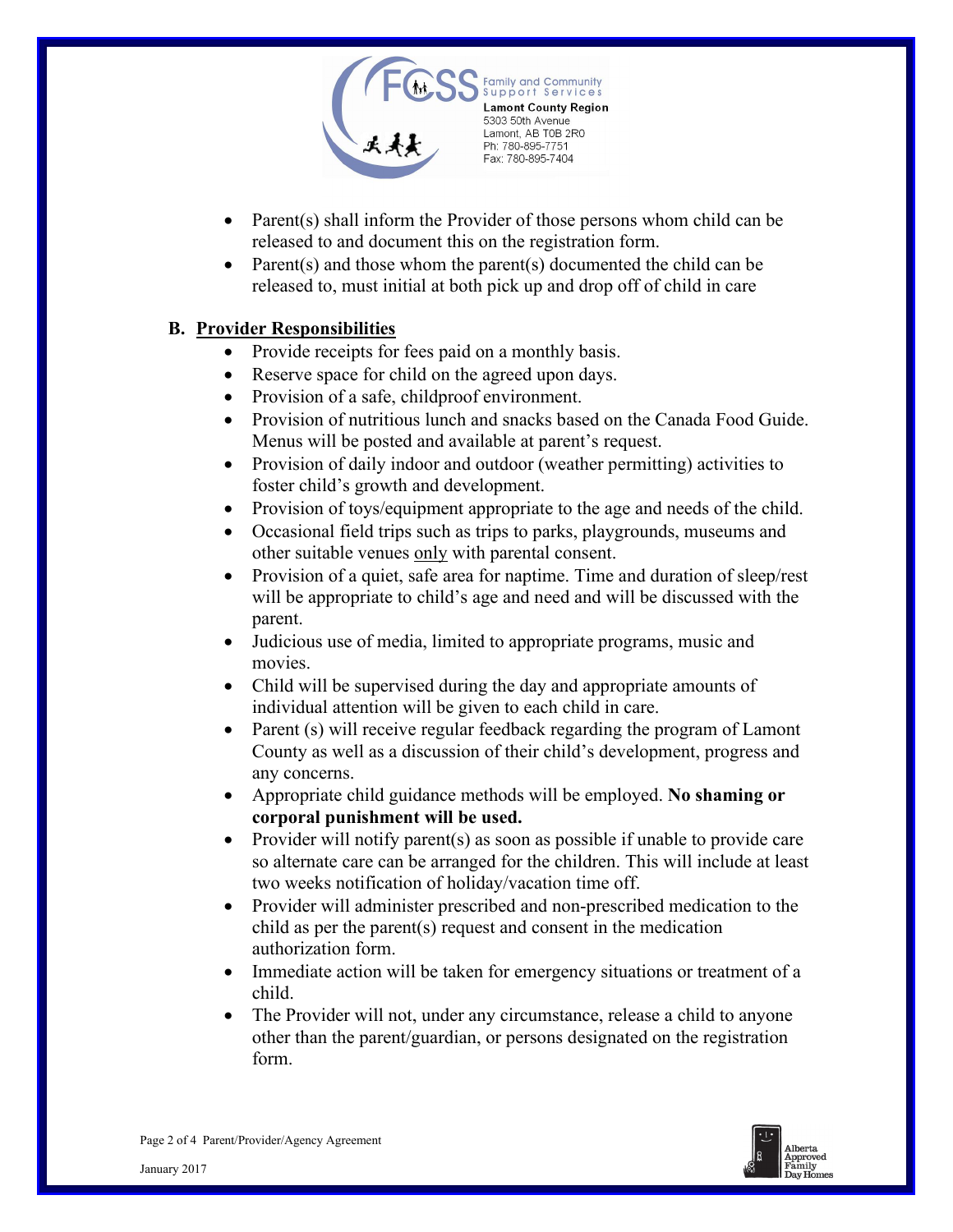- Parent(s) shall inform the Provider of those persons whom child can be released to and document this on the registration form.
- Parent(s) and those whom the parent(s) documented the child can be released to, must initial at both pick up and drop off of child in care

**B. Provider Responsibilities**

- Provide receipts for fees paid on a monthly basis.
- Reserve space for child on the agreed upon days.
- Provision of a safe, childproof environment.
- Provision of nutritious lunch and snacks based on the Canada Food Guide. Menus will be posted and available at parent's request.
- Provision of daily indoor and outdoor (weather permitting) activities to foster child's growth and development.
- Provision of toys/equipment appropriate to the age and needs of the child.
- Occasional field trips such as trips to parks, playgrounds, museums and other suitable venues only with parental consent.
- Provision of a quiet, safe area for naptime. Time and duration of sleep/rest will be appropriate to child's age and need and will be discussed with the parent.
- Judicious use of media, limited to appropriate programs, music and movies.
- Child will be supervised during the day and appropriate amounts of individual attention will be given to each child in care.
- Parent (s) will receive regular feedback regarding the program of Lamont County as well as a discussion of their child's development, progress and any concerns.
- Appropriate child guidance methods will be employed. **No shaming or corporal punishment will be used.**
- Provider will notify parent(s) as soon as possible if unable to provide care so alternate care can be arranged for the children. This will include at least two weeks notification of holiday/vacation time off.
- Provider will administer prescribed and non-prescribed medication to the child as per the parent(s) request and consent in the medication authorization form.
- Immediate action will be taken for emergency situations or treatment of a child.
- The Provider will not, under any circumstance, release a child to anyone other than the parent/guardian, or persons designated on the registration form.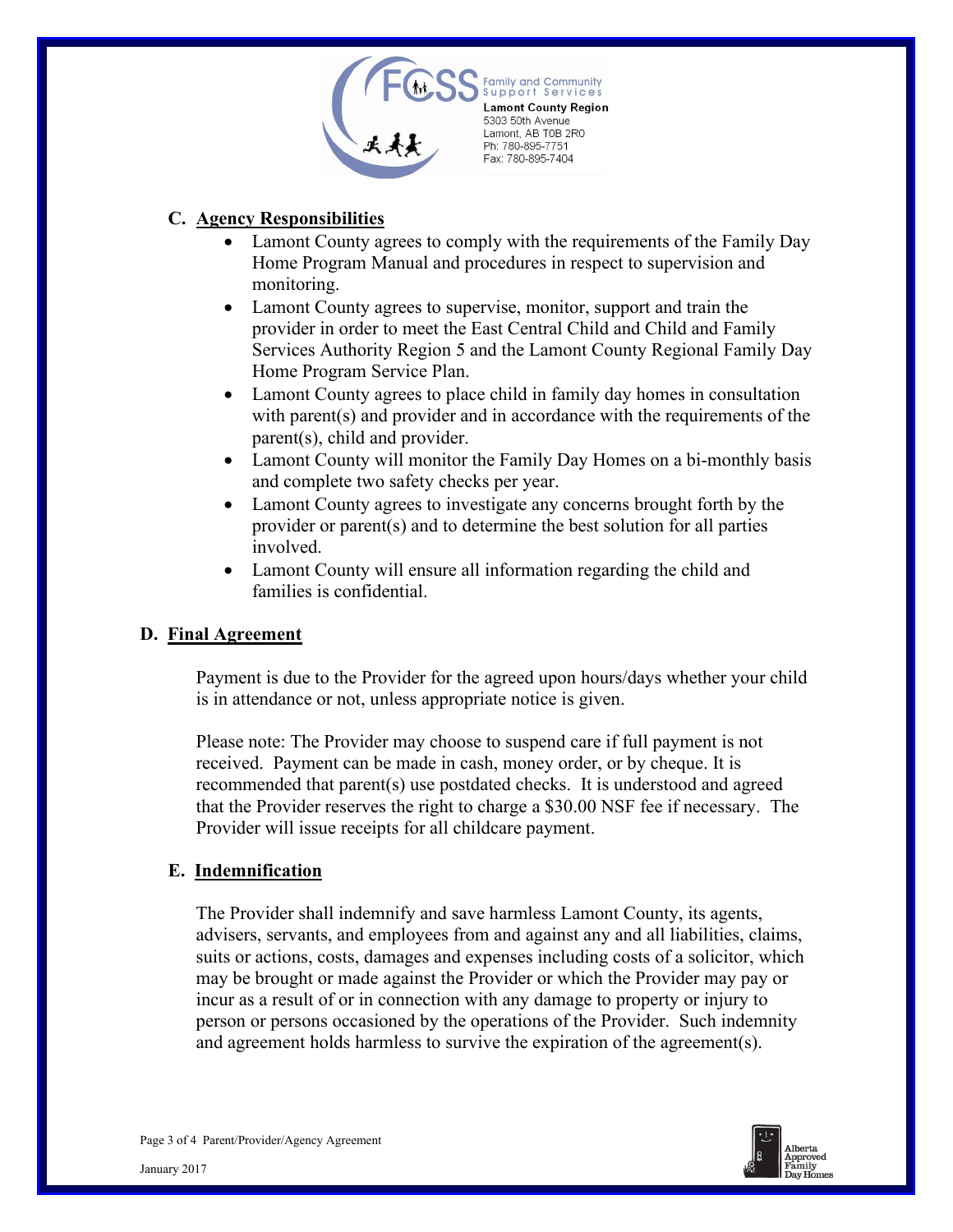Family and Community Support Services
**Lamont County Region**
5303 50th Avenue
Lamont, AB T0B 2R0
Ph: 780-895-7751
Fax: 780-895-7404

## C. Agency Responsibilities

- Lamont County agrees to comply with the requirements of the Family Day Home Program Manual and procedures in respect to supervision and monitoring.
- Lamont County agrees to supervise, monitor, support and train the provider in order to meet the East Central Child and Child and Family Services Authority Region 5 and the Lamont County Regional Family Day Home Program Service Plan.
- Lamont County agrees to place child in family day homes in consultation with parent(s) and provider and in accordance with the requirements of the parent(s), child and provider.
- Lamont County will monitor the Family Day Homes on a bi-monthly basis and complete two safety checks per year.
- Lamont County agrees to investigate any concerns brought forth by the provider or parent(s) and to determine the best solution for all parties involved.
- Lamont County will ensure all information regarding the child and families is confidential.

## D. Final Agreement

Payment is due to the Provider for the agreed upon hours/days whether your child is in attendance or not, unless appropriate notice is given.

Please note: The Provider may choose to suspend care if full payment is not received. Payment can be made in cash, money order, or by cheque. It is recommended that parent(s) use postdated checks. It is understood and agreed that the Provider reserves the right to charge a $30.00 NSF fee if necessary. The Provider will issue receipts for all childcare payment.

## E. Indemnification

The Provider shall indemnify and save harmless Lamont County, its agents, advisers, servants, and employees from and against any and all liabilities, claims, suits or actions, costs, damages and expenses including costs of a solicitor, which may be brought or made against the Provider or which the Provider may pay or incur as a result of or in connection with any damage to property or injury to person or persons occasioned by the operations of the Provider. Such indemnity and agreement holds harmless to survive the expiration of the agreement(s).

Parent/Provider/Agency Agreement

January 2017

Alberta Approved Family Day Homes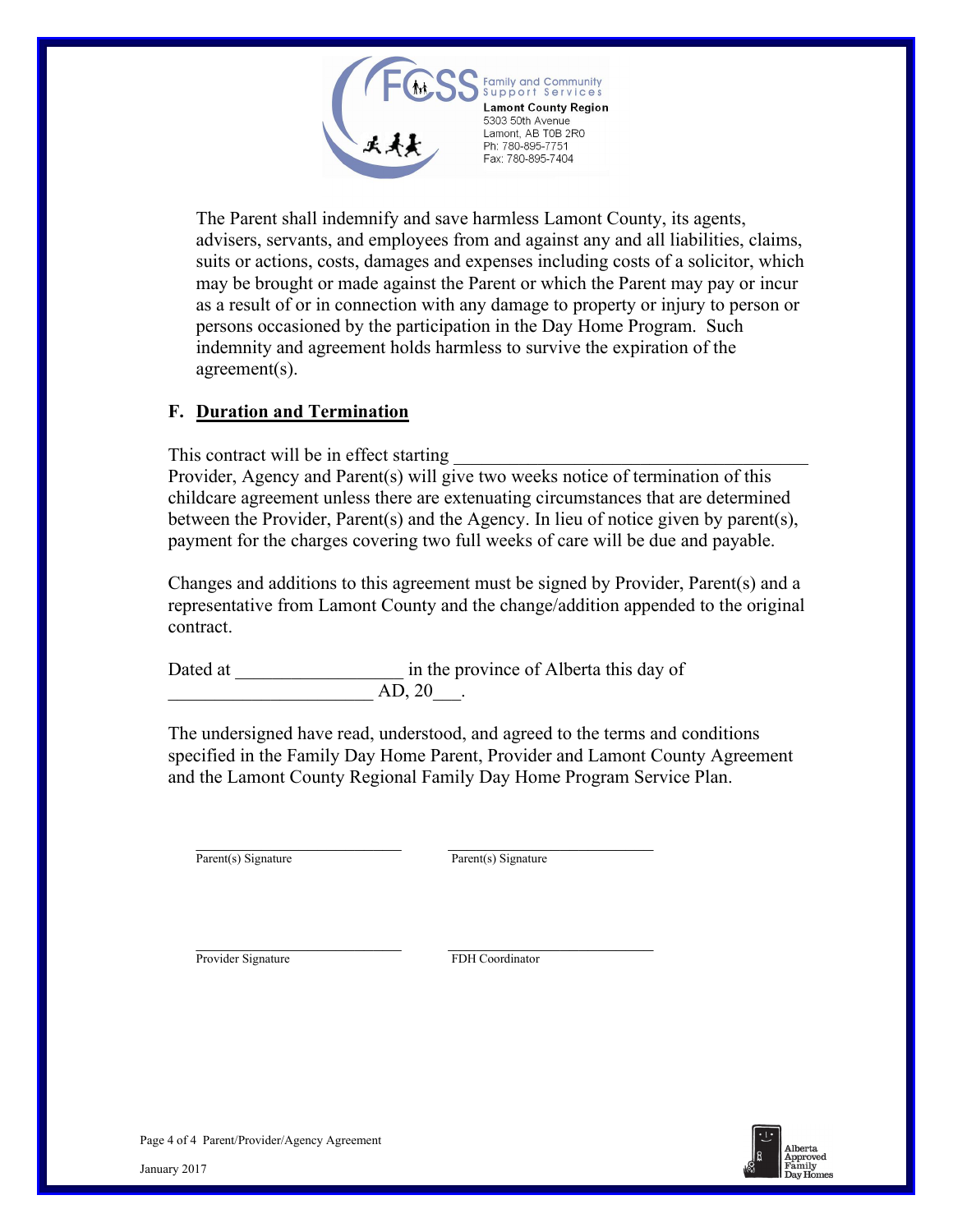Family and Community Support Services
Lamont County Region
5303 50th Avenue
Lamont, AB T0B 2R0
Ph: 780-895-7751
Fax: 780-895-7404

The Parent shall indemnify and save harmless Lamont County, its agents, advisers, servants, and employees from and against any and all liabilities, claims, suits or actions, costs, damages and expenses including costs of a solicitor, which may be brought or made against the Parent or which the Parent may pay or incur as a result of or in connection with any damage to property or injury to person or persons occasioned by the participation in the Day Home Program. Such indemnity and agreement holds harmless to survive the expiration of the agreement(s).

## F. Duration and Termination

This contract will be in effect starting ________________________________________
Provider, Agency and Parent(s) will give two weeks notice of termination of this childcare agreement unless there are extenuating circumstances that are determined between the Provider, Parent(s) and the Agency. In lieu of notice given by parent(s), payment for the charges covering two full weeks of care will be due and payable.

Changes and additions to this agreement must be signed by Provider, Parent(s) and a representative from Lamont County and the change/addition appended to the original contract.

Dated at __________________ in the province of Alberta this day of ______________________ AD, 20___.

The undersigned have read, understood, and agreed to the terms and conditions specified in the Family Day Home Parent, Provider and Lamont County Agreement and the Lamont County Regional Family Day Home Program Service Plan.

____________________________ ____________________________
Parent(s) Signature Parent(s) Signature

____________________________ ____________________________
Provider Signature FDH Coordinator

January 2017

Alberta Approved Family Day Homes